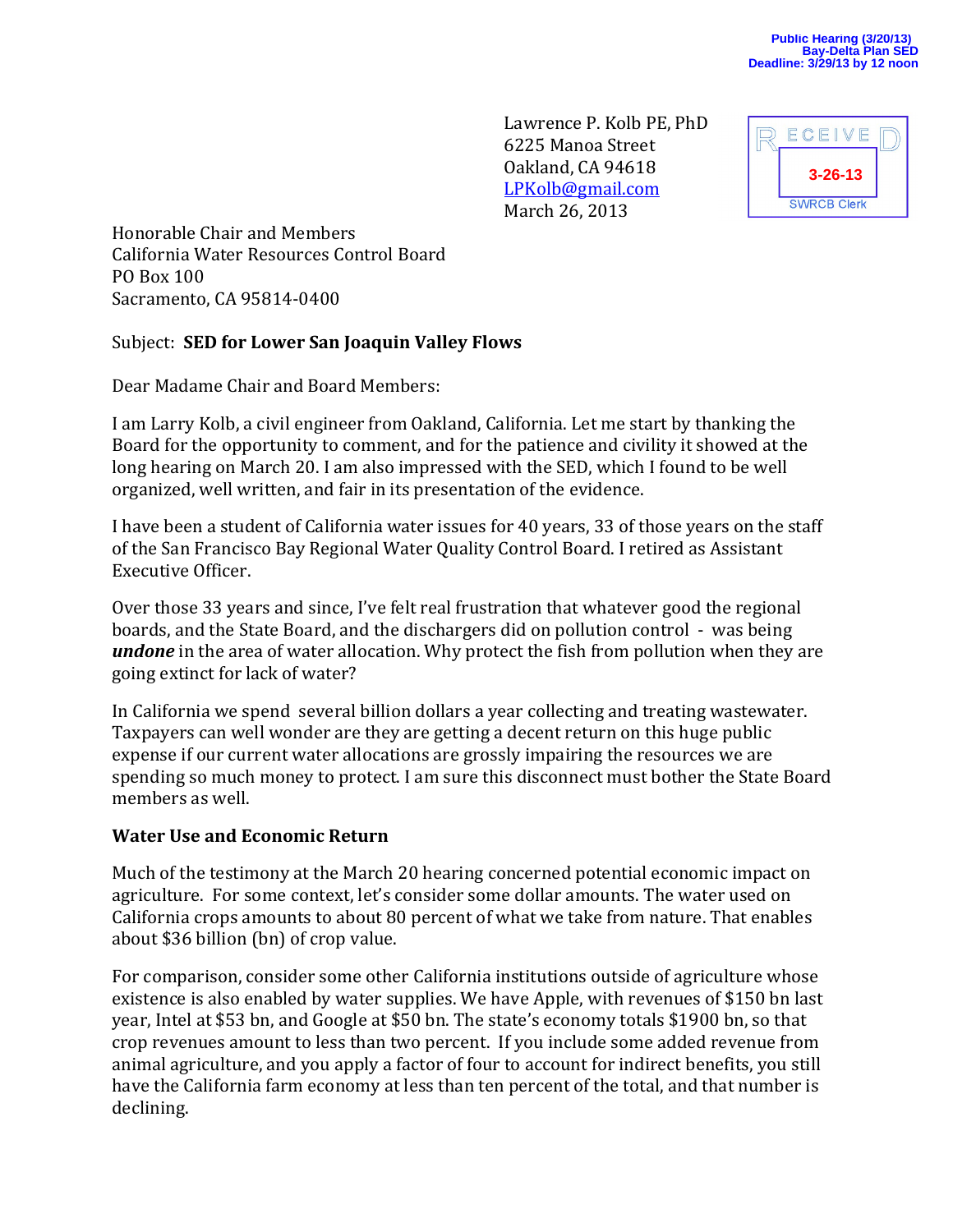Public Hearing (3/20/13)
Bay-Delta Plan SED
Deadline: 3/29/13 by 12 noon

Lawrence P. Kolb PE, PhD
6225 Manoa Street
Oakland, CA 94618
LPKolb@gmail.com
March 26, 2013

RECEIVED
3-26-13
SWRCB Clerk

Honorable Chair and Members
California Water Resources Control Board
PO Box 100
Sacramento, CA 95814-0400

Subject: **SED for Lower San Joaquin Valley Flows**

Dear Madame Chair and Board Members:

I am Larry Kolb, a civil engineer from Oakland, California. Let me start by thanking the Board for the opportunity to comment, and for the patience and civility it showed at the long hearing on March 20. I am also impressed with the SED, which I found to be well organized, well written, and fair in its presentation of the evidence.

I have been a student of California water issues for 40 years, 33 of those years on the staff of the San Francisco Bay Regional Water Quality Control Board. I retired as Assistant Executive Officer.

Over those 33 years and since, I've felt real frustration that whatever good the regional boards, and the State Board, and the dischargers did on pollution control - was being ***undone*** in the area of water allocation. Why protect the fish from pollution when they are going extinct for lack of water?

In California we spend several billion dollars a year collecting and treating wastewater. Taxpayers can well wonder are they are getting a decent return on this huge public expense if our current water allocations are grossly impairing the resources we are spending so much money to protect. I am sure this disconnect must bother the State Board members as well.

**Water Use and Economic Return**

Much of the testimony at the March 20 hearing concerned potential economic impact on agriculture. For some context, let's consider some dollar amounts. The water used on California crops amounts to about 80 percent of what we take from nature. That enables about $36 billion (bn) of crop value.

For comparison, consider some other California institutions outside of agriculture whose existence is also enabled by water supplies. We have Apple, with revenues of $150 bn last year, Intel at $53 bn, and Google at $50 bn. The state's economy totals $1900 bn, so that crop revenues amount to less than two percent. If you include some added revenue from animal agriculture, and you apply a factor of four to account for indirect benefits, you still have the California farm economy at less than ten percent of the total, and that number is declining.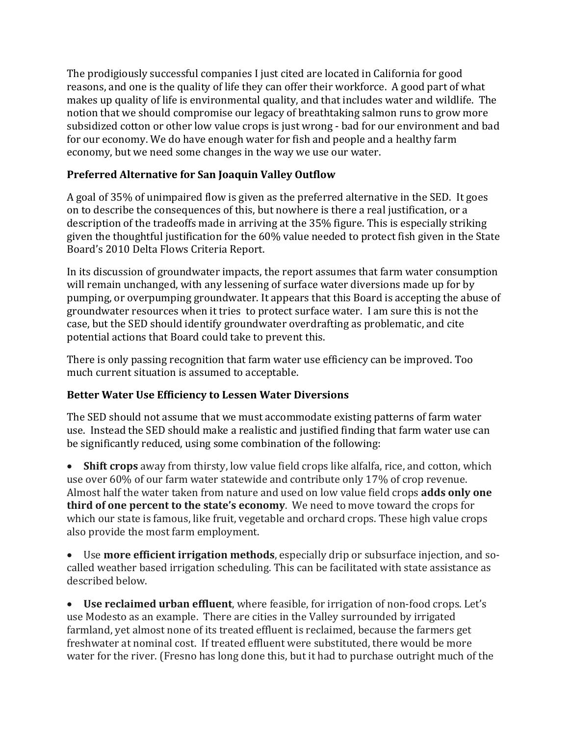The prodigiously successful companies I just cited are located in California for good reasons, and one is the quality of life they can offer their workforce. A good part of what makes up quality of life is environmental quality, and that includes water and wildlife. The notion that we should compromise our legacy of breathtaking salmon runs to grow more subsidized cotton or other low value crops is just wrong - bad for our environment and bad for our economy. We do have enough water for fish and people and a healthy farm economy, but we need some changes in the way we use our water.

**Preferred Alternative for San Joaquin Valley Outflow**

A goal of 35% of unimpaired flow is given as the preferred alternative in the SED. It goes on to describe the consequences of this, but nowhere is there a real justification, or a description of the tradeoffs made in arriving at the 35% figure. This is especially striking given the thoughtful justification for the 60% value needed to protect fish given in the State Board's 2010 Delta Flows Criteria Report.

In its discussion of groundwater impacts, the report assumes that farm water consumption will remain unchanged, with any lessening of surface water diversions made up for by pumping, or overpumping groundwater. It appears that this Board is accepting the abuse of groundwater resources when it tries to protect surface water. I am sure this is not the case, but the SED should identify groundwater overdrafting as problematic, and cite potential actions that Board could take to prevent this.

There is only passing recognition that farm water use efficiency can be improved. Too much current situation is assumed to acceptable.

**Better Water Use Efficiency to Lessen Water Diversions**

The SED should not assume that we must accommodate existing patterns of farm water use. Instead the SED should make a realistic and justified finding that farm water use can be significantly reduced, using some combination of the following:

- **Shift crops** away from thirsty, low value field crops like alfalfa, rice, and cotton, which use over 60% of our farm water statewide and contribute only 17% of crop revenue. Almost half the water taken from nature and used on low value field crops **adds only one third of one percent to the state's economy**. We need to move toward the crops for which our state is famous, like fruit, vegetable and orchard crops. These high value crops also provide the most farm employment.

- Use **more efficient irrigation methods**, especially drip or subsurface injection, and so-called weather based irrigation scheduling. This can be facilitated with state assistance as described below.

- **Use reclaimed urban effluent**, where feasible, for irrigation of non-food crops. Let's use Modesto as an example. There are cities in the Valley surrounded by irrigated farmland, yet almost none of its treated effluent is reclaimed, because the farmers get freshwater at nominal cost. If treated effluent were substituted, there would be more water for the river. (Fresno has long done this, but it had to purchase outright much of the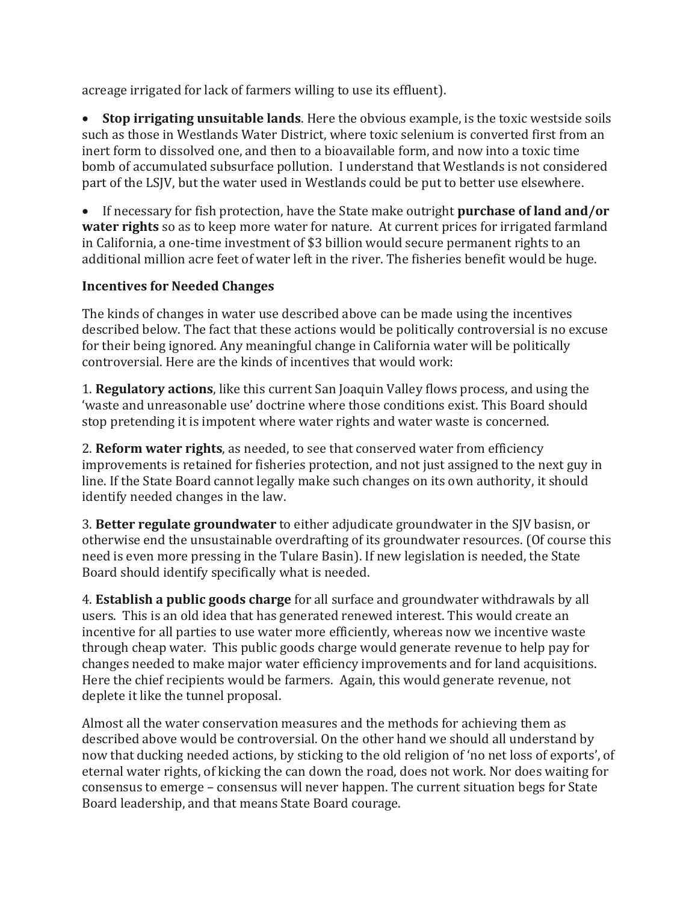acreage irrigated for lack of farmers willing to use its effluent).

- **Stop irrigating unsuitable lands**. Here the obvious example, is the toxic westside soils such as those in Westlands Water District, where toxic selenium is converted first from an inert form to dissolved one, and then to a bioavailable form, and now into a toxic time bomb of accumulated subsurface pollution. I understand that Westlands is not considered part of the LSJV, but the water used in Westlands could be put to better use elsewhere.

- If necessary for fish protection, have the State make outright **purchase of land and/or water rights** so as to keep more water for nature. At current prices for irrigated farmland in California, a one-time investment of $3 billion would secure permanent rights to an additional million acre feet of water left in the river. The fisheries benefit would be huge.

**Incentives for Needed Changes**

The kinds of changes in water use described above can be made using the incentives described below. The fact that these actions would be politically controversial is no excuse for their being ignored. Any meaningful change in California water will be politically controversial. Here are the kinds of incentives that would work:

1. **Regulatory actions**, like this current San Joaquin Valley flows process, and using the 'waste and unreasonable use' doctrine where those conditions exist. This Board should stop pretending it is impotent where water rights and water waste is concerned.

2. **Reform water rights**, as needed, to see that conserved water from efficiency improvements is retained for fisheries protection, and not just assigned to the next guy in line. If the State Board cannot legally make such changes on its own authority, it should identify needed changes in the law.

3. **Better regulate groundwater** to either adjudicate groundwater in the SJV basisn, or otherwise end the unsustainable overdrafting of its groundwater resources. (Of course this need is even more pressing in the Tulare Basin). If new legislation is needed, the State Board should identify specifically what is needed.

4. **Establish a public goods charge** for all surface and groundwater withdrawals by all users. This is an old idea that has generated renewed interest. This would create an incentive for all parties to use water more efficiently, whereas now we incentive waste through cheap water. This public goods charge would generate revenue to help pay for changes needed to make major water efficiency improvements and for land acquisitions. Here the chief recipients would be farmers. Again, this would generate revenue, not deplete it like the tunnel proposal.

Almost all the water conservation measures and the methods for achieving them as described above would be controversial. On the other hand we should all understand by now that ducking needed actions, by sticking to the old religion of 'no net loss of exports', of eternal water rights, of kicking the can down the road, does not work. Nor does waiting for consensus to emerge – consensus will never happen. The current situation begs for State Board leadership, and that means State Board courage.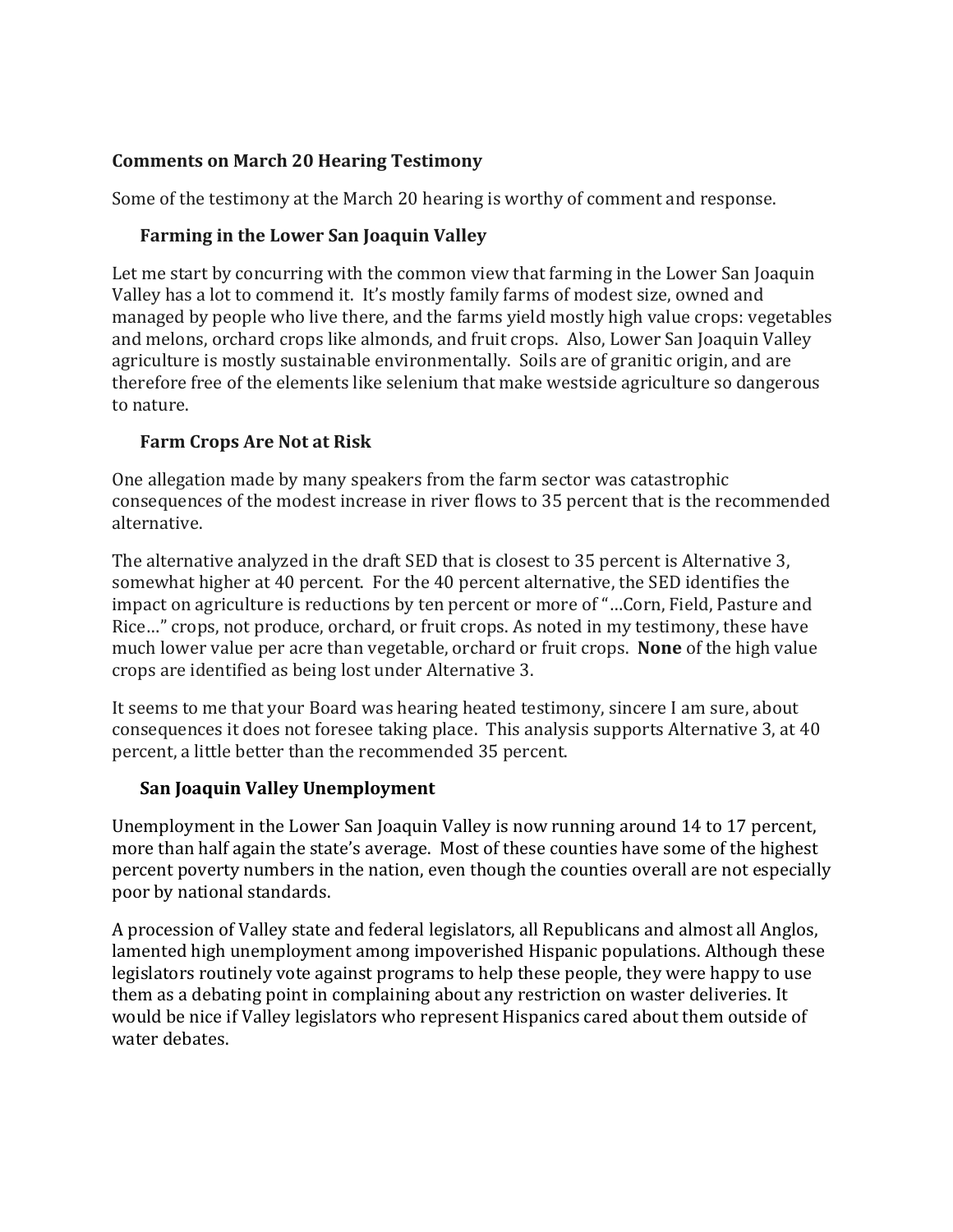**Comments on March 20 Hearing Testimony**

Some of the testimony at the March 20 hearing is worthy of comment and response.

**Farming in the Lower San Joaquin Valley**

Let me start by concurring with the common view that farming in the Lower San Joaquin Valley has a lot to commend it. It's mostly family farms of modest size, owned and managed by people who live there, and the farms yield mostly high value crops: vegetables and melons, orchard crops like almonds, and fruit crops. Also, Lower San Joaquin Valley agriculture is mostly sustainable environmentally. Soils are of granitic origin, and are therefore free of the elements like selenium that make westside agriculture so dangerous to nature.

**Farm Crops Are Not at Risk**

One allegation made by many speakers from the farm sector was catastrophic consequences of the modest increase in river flows to 35 percent that is the recommended alternative.

The alternative analyzed in the draft SED that is closest to 35 percent is Alternative 3, somewhat higher at 40 percent. For the 40 percent alternative, the SED identifies the impact on agriculture is reductions by ten percent or more of "…Corn, Field, Pasture and Rice…" crops, not produce, orchard, or fruit crops. As noted in my testimony, these have much lower value per acre than vegetable, orchard or fruit crops. **None** of the high value crops are identified as being lost under Alternative 3.

It seems to me that your Board was hearing heated testimony, sincere I am sure, about consequences it does not foresee taking place. This analysis supports Alternative 3, at 40 percent, a little better than the recommended 35 percent.

**San Joaquin Valley Unemployment**

Unemployment in the Lower San Joaquin Valley is now running around 14 to 17 percent, more than half again the state's average. Most of these counties have some of the highest percent poverty numbers in the nation, even though the counties overall are not especially poor by national standards.

A procession of Valley state and federal legislators, all Republicans and almost all Anglos, lamented high unemployment among impoverished Hispanic populations. Although these legislators routinely vote against programs to help these people, they were happy to use them as a debating point in complaining about any restriction on waster deliveries. It would be nice if Valley legislators who represent Hispanics cared about them outside of water debates.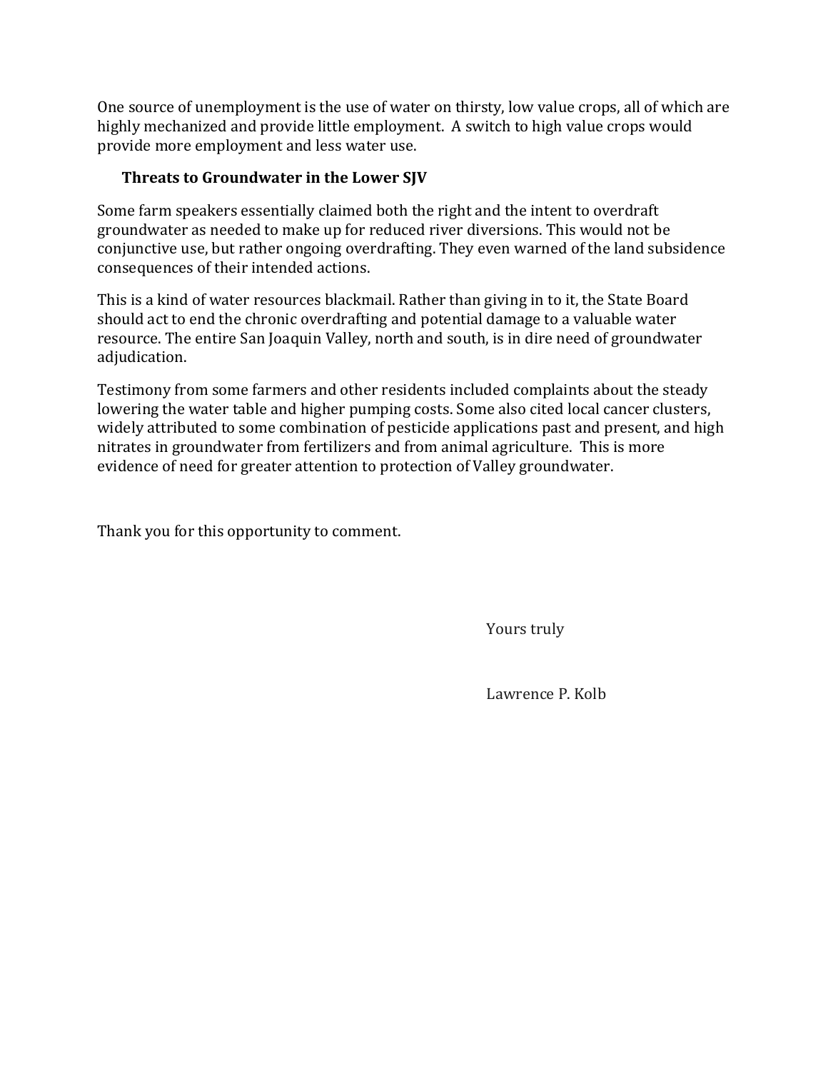One source of unemployment is the use of water on thirsty, low value crops, all of which are highly mechanized and provide little employment. A switch to high value crops would provide more employment and less water use.

**Threats to Groundwater in the Lower SJV**

Some farm speakers essentially claimed both the right and the intent to overdraft groundwater as needed to make up for reduced river diversions. This would not be conjunctive use, but rather ongoing overdrafting. They even warned of the land subsidence consequences of their intended actions.

This is a kind of water resources blackmail. Rather than giving in to it, the State Board should act to end the chronic overdrafting and potential damage to a valuable water resource. The entire San Joaquin Valley, north and south, is in dire need of groundwater adjudication.

Testimony from some farmers and other residents included complaints about the steady lowering the water table and higher pumping costs. Some also cited local cancer clusters, widely attributed to some combination of pesticide applications past and present, and high nitrates in groundwater from fertilizers and from animal agriculture. This is more evidence of need for greater attention to protection of Valley groundwater.

Thank you for this opportunity to comment.

Yours truly

Lawrence P. Kolb